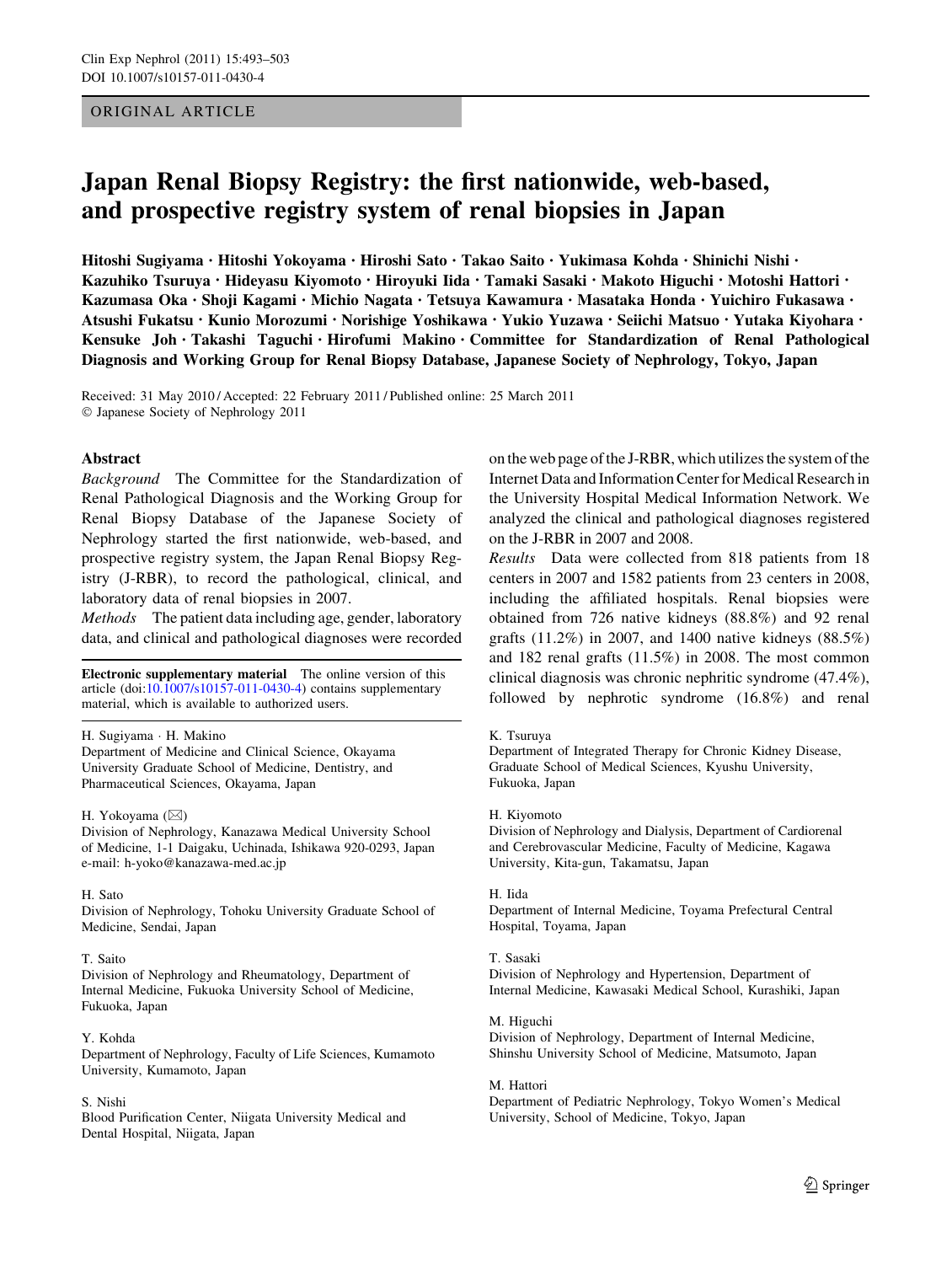ORIGINAL ARTICLE

# Japan Renal Biopsy Registry: the first nationwide, web-based, and prospective registry system of renal biopsies in Japan

**Hitoshi Sugiyama · Hitoshi Yokoyama · Hiroshi Sato · Takao Saito · Yukimasa Kohda · Shinichi Nishi · Kazuhiko Tsuruya · Hideyasu Kiyomoto · Hiroyuki Iida · Tamaki Sasaki · Makoto Higuchi · Motoshi Hattori · Kazumasa Oka · Shoji Kagami · Michio Nagata · Tetsuya Kawamura · Masataka Honda · Yuichiro Fukasawa · Atsushi Fukatsu · Kunio Morozumi · Norishige Yoshikawa · Yukio Yuzawa · Seiichi Matsuo · Yutaka Kiyohara · Kensuke Joh · Takashi Taguchi · Hirofumi Makino · Committee for Standardization of Renal Pathological Diagnosis and Working Group for Renal Biopsy Database, Japanese Society of Nephrology, Tokyo, Japan**

Received: 31 May 2010 / Accepted: 22 February 2011 / Published online: 25 March 2011
© Japanese Society of Nephrology 2011

## Abstract

*Background* The Committee for the Standardization of Renal Pathological Diagnosis and the Working Group for Renal Biopsy Database of the Japanese Society of Nephrology started the first nationwide, web-based, and prospective registry system, the Japan Renal Biopsy Registry (J-RBR), to record the pathological, clinical, and laboratory data of renal biopsies in 2007.

*Methods* The patient data including age, gender, laboratory data, and clinical and pathological diagnoses were recorded on the web page of the J-RBR, which utilizes the system of the Internet Data and Information Center for Medical Research in the University Hospital Medical Information Network. We analyzed the clinical and pathological diagnoses registered on the J-RBR in 2007 and 2008.

*Results* Data were collected from 818 patients from 18 centers in 2007 and 1582 patients from 23 centers in 2008, including the affiliated hospitals. Renal biopsies were obtained from 726 native kidneys (88.8%) and 92 renal grafts (11.2%) in 2007, and 1400 native kidneys (88.5%) and 182 renal grafts (11.5%) in 2008. The most common clinical diagnosis was chronic nephritic syndrome (47.4%), followed by nephrotic syndrome (16.8%) and renal

**Electronic supplementary material** The online version of this article (doi:10.1007/s10157-011-0430-4) contains supplementary material, which is available to authorized users.

H. Sugiyama · H. Makino
Department of Medicine and Clinical Science, Okayama University Graduate School of Medicine, Dentistry, and Pharmaceutical Sciences, Okayama, Japan

H. Yokoyama (✉)
Division of Nephrology, Kanazawa Medical University School of Medicine, 1-1 Daigaku, Uchinada, Ishikawa 920-0293, Japan
e-mail: h-yoko@kanazawa-med.ac.jp

H. Sato
Division of Nephrology, Tohoku University Graduate School of Medicine, Sendai, Japan

T. Saito
Division of Nephrology and Rheumatology, Department of Internal Medicine, Fukuoka University School of Medicine, Fukuoka, Japan

Y. Kohda
Department of Nephrology, Faculty of Life Sciences, Kumamoto University, Kumamoto, Japan

S. Nishi
Blood Purification Center, Niigata University Medical and Dental Hospital, Niigata, Japan

K. Tsuruya
Department of Integrated Therapy for Chronic Kidney Disease, Graduate School of Medical Sciences, Kyushu University, Fukuoka, Japan

H. Kiyomoto
Division of Nephrology and Dialysis, Department of Cardiorenal and Cerebrovascular Medicine, Faculty of Medicine, Kagawa University, Kita-gun, Takamatsu, Japan

H. Iida
Department of Internal Medicine, Toyama Prefectural Central Hospital, Toyama, Japan

T. Sasaki
Division of Nephrology and Hypertension, Department of Internal Medicine, Kawasaki Medical School, Kurashiki, Japan

M. Higuchi
Division of Nephrology, Department of Internal Medicine, Shinshu University School of Medicine, Matsumoto, Japan

M. Hattori
Department of Pediatric Nephrology, Tokyo Women's Medical University, School of Medicine, Tokyo, Japan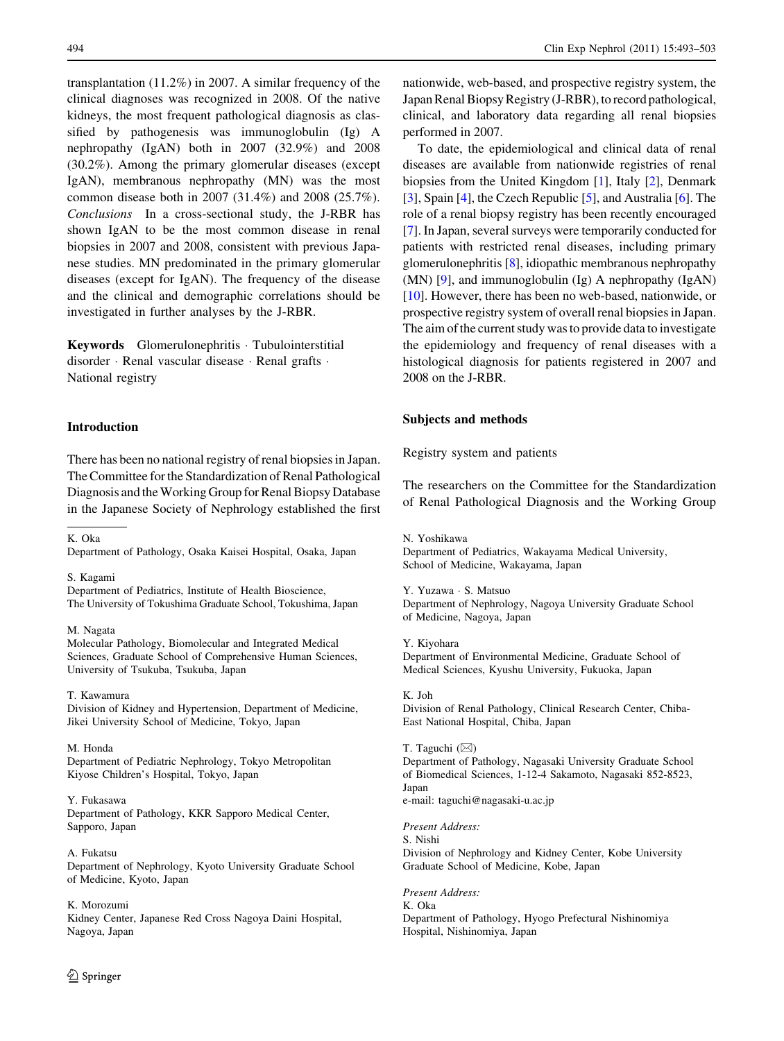transplantation (11.2%) in 2007. A similar frequency of the clinical diagnoses was recognized in 2008. Of the native kidneys, the most frequent pathological diagnosis as classified by pathogenesis was immunoglobulin (Ig) A nephropathy (IgAN) both in 2007 (32.9%) and 2008 (30.2%). Among the primary glomerular diseases (except IgAN), membranous nephropathy (MN) was the most common disease both in 2007 (31.4%) and 2008 (25.7%). *Conclusions* In a cross-sectional study, the J-RBR has shown IgAN to be the most common disease in renal biopsies in 2007 and 2008, consistent with previous Japanese studies. MN predominated in the primary glomerular diseases (except for IgAN). The frequency of the disease and the clinical and demographic correlations should be investigated in further analyses by the J-RBR.

**Keywords** Glomerulonephritis · Tubulointerstitial disorder · Renal vascular disease · Renal grafts · National registry

## Introduction

There has been no national registry of renal biopsies in Japan. The Committee for the Standardization of Renal Pathological Diagnosis and the Working Group for Renal Biopsy Database in the Japanese Society of Nephrology established the first nationwide, web-based, and prospective registry system, the Japan Renal Biopsy Registry (J-RBR), to record pathological, clinical, and laboratory data regarding all renal biopsies performed in 2007.

To date, the epidemiological and clinical data of renal diseases are available from nationwide registries of renal biopsies from the United Kingdom [1], Italy [2], Denmark [3], Spain [4], the Czech Republic [5], and Australia [6]. The role of a renal biopsy registry has been recently encouraged [7]. In Japan, several surveys were temporarily conducted for patients with restricted renal diseases, including primary glomerulonephritis [8], idiopathic membranous nephropathy (MN) [9], and immunoglobulin (Ig) A nephropathy (IgAN) [10]. However, there has been no web-based, nationwide, or prospective registry system of overall renal biopsies in Japan. The aim of the current study was to provide data to investigate the epidemiology and frequency of renal diseases with a histological diagnosis for patients registered in 2007 and 2008 on the J-RBR.

## Subjects and methods

### Registry system and patients

The researchers on the Committee for the Standardization of Renal Pathological Diagnosis and the Working Group

---

K. Oka
Department of Pathology, Osaka Kaisei Hospital, Osaka, Japan

S. Kagami
Department of Pediatrics, Institute of Health Bioscience, The University of Tokushima Graduate School, Tokushima, Japan

M. Nagata
Molecular Pathology, Biomolecular and Integrated Medical Sciences, Graduate School of Comprehensive Human Sciences, University of Tsukuba, Tsukuba, Japan

T. Kawamura
Division of Kidney and Hypertension, Department of Medicine, Jikei University School of Medicine, Tokyo, Japan

M. Honda
Department of Pediatric Nephrology, Tokyo Metropolitan Kiyose Children's Hospital, Tokyo, Japan

Y. Fukasawa
Department of Pathology, KKR Sapporo Medical Center, Sapporo, Japan

A. Fukatsu
Department of Nephrology, Kyoto University Graduate School of Medicine, Kyoto, Japan

K. Morozumi
Kidney Center, Japanese Red Cross Nagoya Daini Hospital, Nagoya, Japan

N. Yoshikawa
Department of Pediatrics, Wakayama Medical University, School of Medicine, Wakayama, Japan

Y. Yuzawa · S. Matsuo
Department of Nephrology, Nagoya University Graduate School of Medicine, Nagoya, Japan

Y. Kiyohara
Department of Environmental Medicine, Graduate School of Medical Sciences, Kyushu University, Fukuoka, Japan

K. Joh
Division of Renal Pathology, Clinical Research Center, Chiba-East National Hospital, Chiba, Japan

T. Taguchi (✉)
Department of Pathology, Nagasaki University Graduate School of Biomedical Sciences, 1-12-4 Sakamoto, Nagasaki 852-8523, Japan
e-mail: taguchi@nagasaki-u.ac.jp

*Present Address:*
S. Nishi
Division of Nephrology and Kidney Center, Kobe University Graduate School of Medicine, Kobe, Japan

*Present Address:*
K. Oka
Department of Pathology, Hyogo Prefectural Nishinomiya Hospital, Nishinomiya, Japan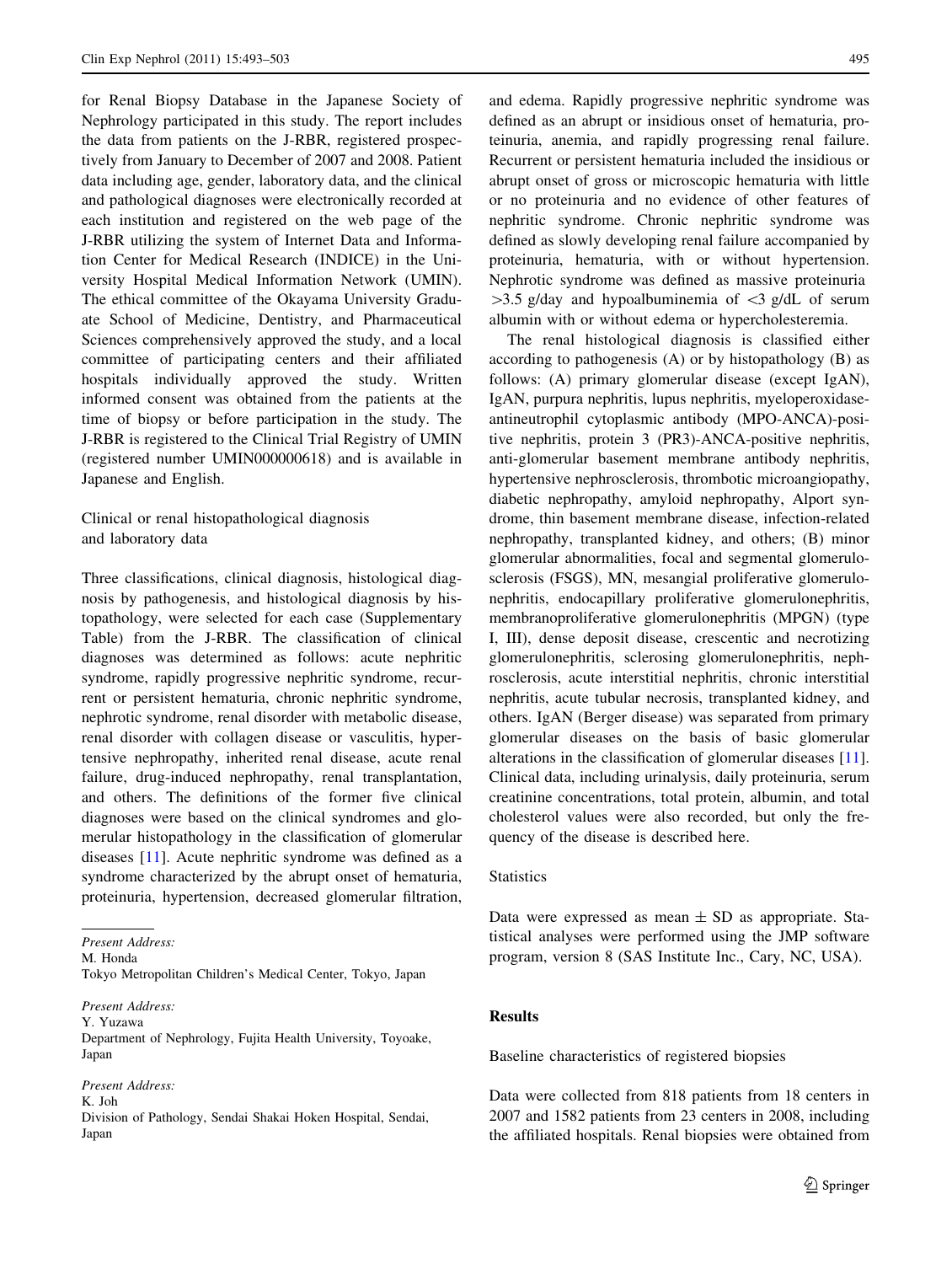for Renal Biopsy Database in the Japanese Society of Nephrology participated in this study. The report includes the data from patients on the J-RBR, registered prospectively from January to December of 2007 and 2008. Patient data including age, gender, laboratory data, and the clinical and pathological diagnoses were electronically recorded at each institution and registered on the web page of the J-RBR utilizing the system of Internet Data and Information Center for Medical Research (INDICE) in the University Hospital Medical Information Network (UMIN). The ethical committee of the Okayama University Graduate School of Medicine, Dentistry, and Pharmaceutical Sciences comprehensively approved the study, and a local committee of participating centers and their affiliated hospitals individually approved the study. Written informed consent was obtained from the patients at the time of biopsy or before participation in the study. The J-RBR is registered to the Clinical Trial Registry of UMIN (registered number UMIN000000618) and is available in Japanese and English.

### Clinical or renal histopathological diagnosis and laboratory data

Three classifications, clinical diagnosis, histological diagnosis by pathogenesis, and histological diagnosis by histopathology, were selected for each case (Supplementary Table) from the J-RBR. The classification of clinical diagnoses was determined as follows: acute nephritic syndrome, rapidly progressive nephritic syndrome, recurrent or persistent hematuria, chronic nephritic syndrome, nephrotic syndrome, renal disorder with metabolic disease, renal disorder with collagen disease or vasculitis, hypertensive nephropathy, inherited renal disease, acute renal failure, drug-induced nephropathy, renal transplantation, and others. The definitions of the former five clinical diagnoses were based on the clinical syndromes and glomerular histopathology in the classification of glomerular diseases [11]. Acute nephritic syndrome was defined as a syndrome characterized by the abrupt onset of hematuria, proteinuria, hypertension, decreased glomerular filtration, and edema. Rapidly progressive nephritic syndrome was defined as an abrupt or insidious onset of hematuria, proteinuria, anemia, and rapidly progressing renal failure. Recurrent or persistent hematuria included the insidious or abrupt onset of gross or microscopic hematuria with little or no proteinuria and no evidence of other features of nephritic syndrome. Chronic nephritic syndrome was defined as slowly developing renal failure accompanied by proteinuria, hematuria, with or without hypertension. Nephrotic syndrome was defined as massive proteinuria $>3.5$ g/day and hypoalbuminemia of $<3$ g/dL of serum albumin with or without edema or hypercholesteremia.

The renal histological diagnosis is classified either according to pathogenesis (A) or by histopathology (B) as follows: (A) primary glomerular disease (except IgAN), IgAN, purpura nephritis, lupus nephritis, myeloperoxidase-antineutrophil cytoplasmic antibody (MPO-ANCA)-positive nephritis, protein 3 (PR3)-ANCA-positive nephritis, anti-glomerular basement membrane antibody nephritis, hypertensive nephrosclerosis, thrombotic microangiopathy, diabetic nephropathy, amyloid nephropathy, Alport syndrome, thin basement membrane disease, infection-related nephropathy, transplanted kidney, and others; (B) minor glomerular abnormalities, focal and segmental glomerulosclerosis (FSGS), MN, mesangial proliferative glomerulonephritis, endocapillary proliferative glomerulonephritis, membranoproliferative glomerulonephritis (MPGN) (type I, III), dense deposit disease, crescentic and necrotizing glomerulonephritis, sclerosing glomerulonephritis, nephrosclerosis, acute interstitial nephritis, chronic interstitial nephritis, acute tubular necrosis, transplanted kidney, and others. IgAN (Berger disease) was separated from primary glomerular diseases on the basis of basic glomerular alterations in the classification of glomerular diseases [11]. Clinical data, including urinalysis, daily proteinuria, serum creatinine concentrations, total protein, albumin, and total cholesterol values were also recorded, but only the frequency of the disease is described here.

### Statistics

Data were expressed as mean $\pm$ SD as appropriate. Statistical analyses were performed using the JMP software program, version 8 (SAS Institute Inc., Cary, NC, USA).

## Results

### Baseline characteristics of registered biopsies

Data were collected from 818 patients from 18 centers in 2007 and 1582 patients from 23 centers in 2008, including the affiliated hospitals. Renal biopsies were obtained from

---

*Present Address:*
M. Honda
Tokyo Metropolitan Children's Medical Center, Tokyo, Japan

*Present Address:*
Y. Yuzawa
Department of Nephrology, Fujita Health University, Toyoake, Japan

*Present Address:*
K. Joh
Division of Pathology, Sendai Shakai Hoken Hospital, Sendai, Japan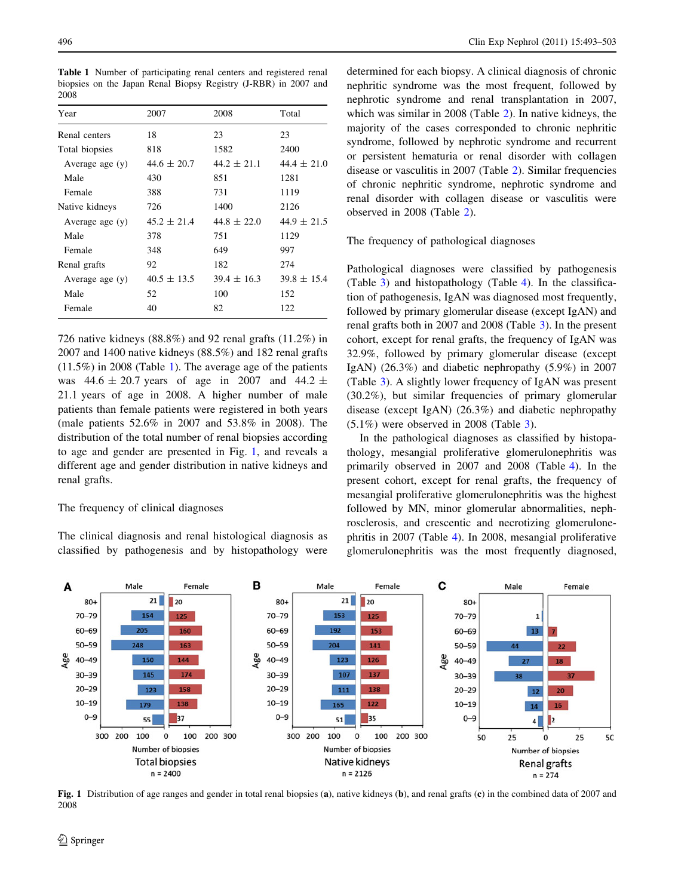**Table 1** Number of participating renal centers and registered renal biopsies on the Japan Renal Biopsy Registry (J-RBR) in 2007 and 2008

| Year | 2007 | 2008 | Total |
|---|---|---|---|
| Renal centers | 18 | 23 | 23 |
| Total biopsies | 818 | 1582 | 2400 |
| Average age (y) | 44.6 ± 20.7 | 44.2 ± 21.1 | 44.4 ± 21.0 |
| Male | 430 | 851 | 1281 |
| Female | 388 | 731 | 1119 |
| Native kidneys | 726 | 1400 | 2126 |
| Average age (y) | 45.2 ± 21.4 | 44.8 ± 22.0 | 44.9 ± 21.5 |
| Male | 378 | 751 | 1129 |
| Female | 348 | 649 | 997 |
| Renal grafts | 92 | 182 | 274 |
| Average age (y) | 40.5 ± 13.5 | 39.4 ± 16.3 | 39.8 ± 15.4 |
| Male | 52 | 100 | 152 |
| Female | 40 | 82 | 122 |

726 native kidneys (88.8%) and 92 renal grafts (11.2%) in 2007 and 1400 native kidneys (88.5%) and 182 renal grafts (11.5%) in 2008 (Table 1). The average age of the patients was 44.6 ± 20.7 years of age in 2007 and 44.2 ± 21.1 years of age in 2008. A higher number of male patients than female patients were registered in both years (male patients 52.6% in 2007 and 53.8% in 2008). The distribution of the total number of renal biopsies according to age and gender are presented in Fig. 1, and reveals a different age and gender distribution in native kidneys and renal grafts.

## The frequency of clinical diagnoses

The clinical diagnosis and renal histological diagnosis as classified by pathogenesis and by histopathology were determined for each biopsy. A clinical diagnosis of chronic nephritic syndrome was the most frequent, followed by nephrotic syndrome and renal transplantation in 2007, which was similar in 2008 (Table 2). In native kidneys, the majority of the cases corresponded to chronic nephritic syndrome, followed by nephrotic syndrome and recurrent or persistent hematuria or renal disorder with collagen disease or vasculitis in 2007 (Table 2). Similar frequencies of chronic nephritic syndrome, nephrotic syndrome and renal disorder with collagen disease or vasculitis were observed in 2008 (Table 2).

## The frequency of pathological diagnoses

Pathological diagnoses were classified by pathogenesis (Table 3) and histopathology (Table 4). In the classification of pathogenesis, IgAN was diagnosed most frequently, followed by primary glomerular disease (except IgAN) and renal grafts both in 2007 and 2008 (Table 3). In the present cohort, except for renal grafts, the frequency of IgAN was 32.9%, followed by primary glomerular disease (except IgAN) (26.3%) and diabetic nephropathy (5.9%) in 2007 (Table 3). A slightly lower frequency of IgAN was present (30.2%), but similar frequencies of primary glomerular disease (except IgAN) (26.3%) and diabetic nephropathy (5.1%) were observed in 2008 (Table 3).

In the pathological diagnoses as classified by histopathology, mesangial proliferative glomerulonephritis was primarily observed in 2007 and 2008 (Table 4). In the present cohort, except for renal grafts, the frequency of mesangial proliferative glomerulonephritis was the highest followed by MN, minor glomerular abnormalities, nephrosclerosis, and crescentic and necrotizing glomerulonephritis in 2007 (Table 4). In 2008, mesangial proliferative glomerulonephritis was the most frequently diagnosed,

A
Male Female
Age
80+ 21 20
70–79 154 125
60–69 205 160
50–59 248 163
40–49 150 144
30–39 145 174
20–29 123 158
10–19 179 138
0–9 55 37
300 200 100 0 100 200 300
Number of biopsies
Total biopsies
n = 2400

B
Male Female
Age
80+ 21 20
70–79 153 125
60–69 192 153
50–59 204 141
40–49 123 126
30–39 107 137
20–29 111 138
10–19 165 122
0–9 51 35
300 200 100 0 100 200 300
Number of biopsies
Native kidneys
n = 2126

C
Male Female
Age
80+
70–79 1
60–69 13 7
50–59 44 22
40–49 27 18
30–39 38 37
20–29 12 20
10–19 14 16
0–9 4 2
50 25 0 25 50
Number of biopsies
Renal grafts
n = 274

**Fig. 1** Distribution of age ranges and gender in total renal biopsies (**a**), native kidneys (**b**), and renal grafts (**c**) in the combined data of 2007 and 2008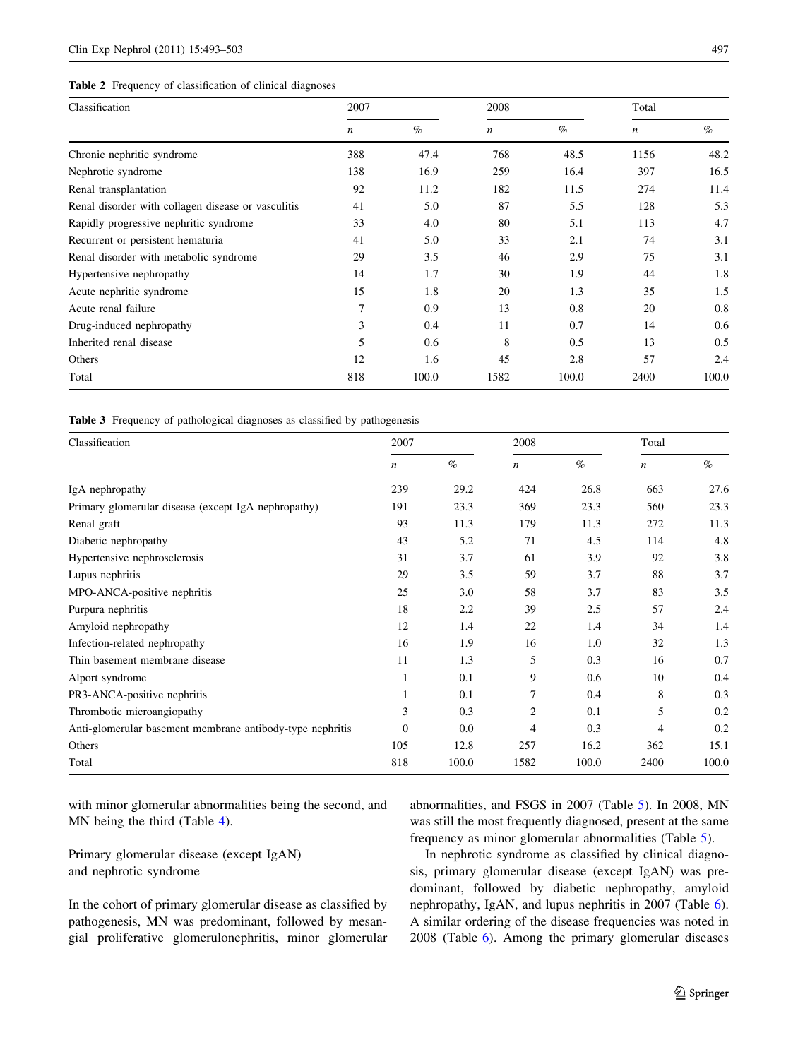**Table 2** Frequency of classification of clinical diagnoses

| Classification | 2007 | | 2008 | | Total | |
|---|---|---|---|---|---|---|
| | *n* | % | *n* | % | *n* | % |
| Chronic nephritic syndrome | 388 | 47.4 | 768 | 48.5 | 1156 | 48.2 |
| Nephrotic syndrome | 138 | 16.9 | 259 | 16.4 | 397 | 16.5 |
| Renal transplantation | 92 | 11.2 | 182 | 11.5 | 274 | 11.4 |
| Renal disorder with collagen disease or vasculitis | 41 | 5.0 | 87 | 5.5 | 128 | 5.3 |
| Rapidly progressive nephritic syndrome | 33 | 4.0 | 80 | 5.1 | 113 | 4.7 |
| Recurrent or persistent hematuria | 41 | 5.0 | 33 | 2.1 | 74 | 3.1 |
| Renal disorder with metabolic syndrome | 29 | 3.5 | 46 | 2.9 | 75 | 3.1 |
| Hypertensive nephropathy | 14 | 1.7 | 30 | 1.9 | 44 | 1.8 |
| Acute nephritic syndrome | 15 | 1.8 | 20 | 1.3 | 35 | 1.5 |
| Acute renal failure | 7 | 0.9 | 13 | 0.8 | 20 | 0.8 |
| Drug-induced nephropathy | 3 | 0.4 | 11 | 0.7 | 14 | 0.6 |
| Inherited renal disease | 5 | 0.6 | 8 | 0.5 | 13 | 0.5 |
| Others | 12 | 1.6 | 45 | 2.8 | 57 | 2.4 |
| Total | 818 | 100.0 | 1582 | 100.0 | 2400 | 100.0 |

**Table 3** Frequency of pathological diagnoses as classified by pathogenesis

| Classification | 2007 | | 2008 | | Total | |
|---|---|---|---|---|---|---|
| | *n* | % | *n* | % | *n* | % |
| IgA nephropathy | 239 | 29.2 | 424 | 26.8 | 663 | 27.6 |
| Primary glomerular disease (except IgA nephropathy) | 191 | 23.3 | 369 | 23.3 | 560 | 23.3 |
| Renal graft | 93 | 11.3 | 179 | 11.3 | 272 | 11.3 |
| Diabetic nephropathy | 43 | 5.2 | 71 | 4.5 | 114 | 4.8 |
| Hypertensive nephrosclerosis | 31 | 3.7 | 61 | 3.9 | 92 | 3.8 |
| Lupus nephritis | 29 | 3.5 | 59 | 3.7 | 88 | 3.7 |
| MPO-ANCA-positive nephritis | 25 | 3.0 | 58 | 3.7 | 83 | 3.5 |
| Purpura nephritis | 18 | 2.2 | 39 | 2.5 | 57 | 2.4 |
| Amyloid nephropathy | 12 | 1.4 | 22 | 1.4 | 34 | 1.4 |
| Infection-related nephropathy | 16 | 1.9 | 16 | 1.0 | 32 | 1.3 |
| Thin basement membrane disease | 11 | 1.3 | 5 | 0.3 | 16 | 0.7 |
| Alport syndrome | 1 | 0.1 | 9 | 0.6 | 10 | 0.4 |
| PR3-ANCA-positive nephritis | 1 | 0.1 | 7 | 0.4 | 8 | 0.3 |
| Thrombotic microangiopathy | 3 | 0.3 | 2 | 0.1 | 5 | 0.2 |
| Anti-glomerular basement membrane antibody-type nephritis | 0 | 0.0 | 4 | 0.3 | 4 | 0.2 |
| Others | 105 | 12.8 | 257 | 16.2 | 362 | 15.1 |
| Total | 818 | 100.0 | 1582 | 100.0 | 2400 | 100.0 |

with minor glomerular abnormalities being the second, and MN being the third (Table 4).

### Primary glomerular disease (except IgAN) and nephrotic syndrome

In the cohort of primary glomerular disease as classified by pathogenesis, MN was predominant, followed by mesangial proliferative glomerulonephritis, minor glomerular abnormalities, and FSGS in 2007 (Table 5). In 2008, MN was still the most frequently diagnosed, present at the same frequency as minor glomerular abnormalities (Table 5).

In nephrotic syndrome as classified by clinical diagnosis, primary glomerular disease (except IgAN) was predominant, followed by diabetic nephropathy, amyloid nephropathy, IgAN, and lupus nephritis in 2007 (Table 6). A similar ordering of the disease frequencies was noted in 2008 (Table 6). Among the primary glomerular diseases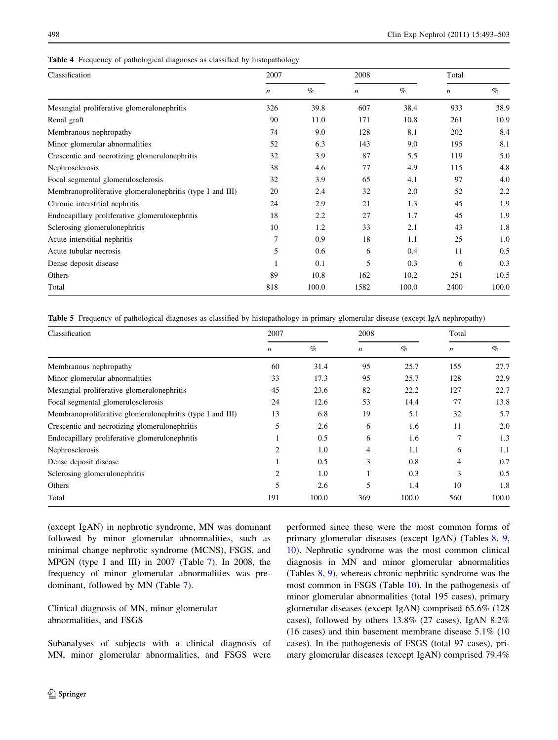**Table 4** Frequency of pathological diagnoses as classified by histopathology

| Classification | 2007 | | 2008 | | Total | |
|---|---|---|---|---|---|---|
| | *n* | % | *n* | % | *n* | % |
| Mesangial proliferative glomerulonephritis | 326 | 39.8 | 607 | 38.4 | 933 | 38.9 |
| Renal graft | 90 | 11.0 | 171 | 10.8 | 261 | 10.9 |
| Membranous nephropathy | 74 | 9.0 | 128 | 8.1 | 202 | 8.4 |
| Minor glomerular abnormalities | 52 | 6.3 | 143 | 9.0 | 195 | 8.1 |
| Crescentic and necrotizing glomerulonephritis | 32 | 3.9 | 87 | 5.5 | 119 | 5.0 |
| Nephrosclerosis | 38 | 4.6 | 77 | 4.9 | 115 | 4.8 |
| Focal segmental glomerulosclerosis | 32 | 3.9 | 65 | 4.1 | 97 | 4.0 |
| Membranoproliferative glomerulonephritis (type I and III) | 20 | 2.4 | 32 | 2.0 | 52 | 2.2 |
| Chronic interstitial nephritis | 24 | 2.9 | 21 | 1.3 | 45 | 1.9 |
| Endocapillary proliferative glomerulonephritis | 18 | 2.2 | 27 | 1.7 | 45 | 1.9 |
| Sclerosing glomerulonephritis | 10 | 1.2 | 33 | 2.1 | 43 | 1.8 |
| Acute interstitial nephritis | 7 | 0.9 | 18 | 1.1 | 25 | 1.0 |
| Acute tubular necrosis | 5 | 0.6 | 6 | 0.4 | 11 | 0.5 |
| Dense deposit disease | 1 | 0.1 | 5 | 0.3 | 6 | 0.3 |
| Others | 89 | 10.8 | 162 | 10.2 | 251 | 10.5 |
| Total | 818 | 100.0 | 1582 | 100.0 | 2400 | 100.0 |

**Table 5** Frequency of pathological diagnoses as classified by histopathology in primary glomerular disease (except IgA nephropathy)

| Classification | 2007 | | 2008 | | Total | |
|---|---|---|---|---|---|---|
| | *n* | % | *n* | % | *n* | % |
| Membranous nephropathy | 60 | 31.4 | 95 | 25.7 | 155 | 27.7 |
| Minor glomerular abnormalities | 33 | 17.3 | 95 | 25.7 | 128 | 22.9 |
| Mesangial proliferative glomerulonephritis | 45 | 23.6 | 82 | 22.2 | 127 | 22.7 |
| Focal segmental glomerulosclerosis | 24 | 12.6 | 53 | 14.4 | 77 | 13.8 |
| Membranoproliferative glomerulonephritis (type I and III) | 13 | 6.8 | 19 | 5.1 | 32 | 5.7 |
| Crescentic and necrotizing glomerulonephritis | 5 | 2.6 | 6 | 1.6 | 11 | 2.0 |
| Endocapillary proliferative glomerulonephritis | 1 | 0.5 | 6 | 1.6 | 7 | 1.3 |
| Nephrosclerosis | 2 | 1.0 | 4 | 1.1 | 6 | 1.1 |
| Dense deposit disease | 1 | 0.5 | 3 | 0.8 | 4 | 0.7 |
| Sclerosing glomerulonephritis | 2 | 1.0 | 1 | 0.3 | 3 | 0.5 |
| Others | 5 | 2.6 | 5 | 1.4 | 10 | 1.8 |
| Total | 191 | 100.0 | 369 | 100.0 | 560 | 100.0 |

(except IgAN) in nephrotic syndrome, MN was dominant followed by minor glomerular abnormalities, such as minimal change nephrotic syndrome (MCNS), FSGS, and MPGN (type I and III) in 2007 (Table 7). In 2008, the frequency of minor glomerular abnormalities was predominant, followed by MN (Table 7).

### Clinical diagnosis of MN, minor glomerular abnormalities, and FSGS

Subanalyses of subjects with a clinical diagnosis of MN, minor glomerular abnormalities, and FSGS were performed since these were the most common forms of primary glomerular diseases (except IgAN) (Tables 8, 9, 10). Nephrotic syndrome was the most common clinical diagnosis in MN and minor glomerular abnormalities (Tables 8, 9), whereas chronic nephritic syndrome was the most common in FSGS (Table 10). In the pathogenesis of minor glomerular abnormalities (total 195 cases), primary glomerular diseases (except IgAN) comprised 65.6% (128 cases), followed by others 13.8% (27 cases), IgAN 8.2% (16 cases) and thin basement membrane disease 5.1% (10 cases). In the pathogenesis of FSGS (total 97 cases), primary glomerular diseases (except IgAN) comprised 79.4%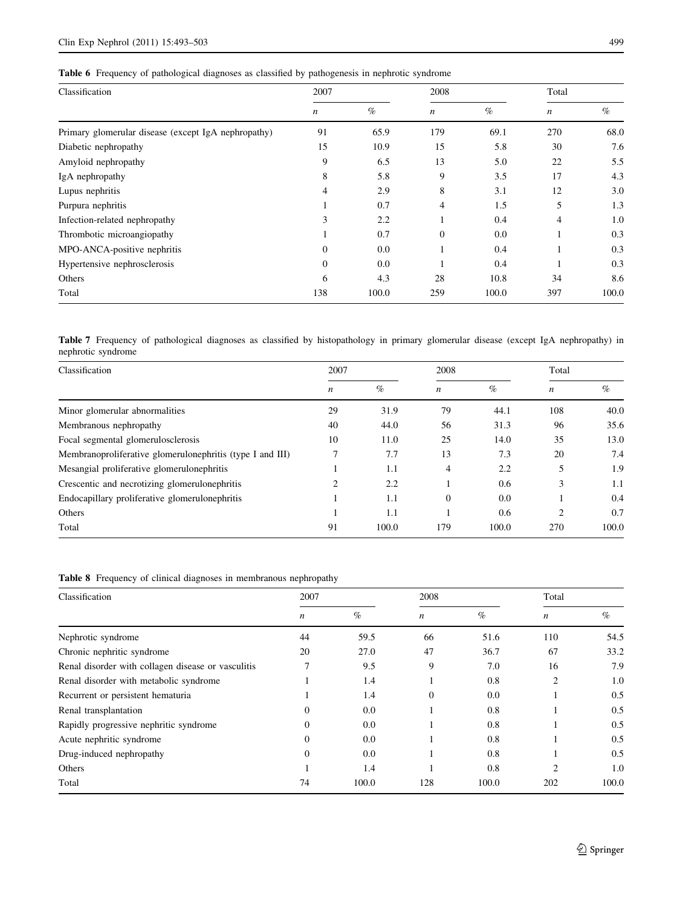**Table 6** Frequency of pathological diagnoses as classified by pathogenesis in nephrotic syndrome

| Classification | 2007 | | 2008 | | Total | |
|---|---|---|---|---|---|---|
| | *n* | % | *n* | % | *n* | % |
| Primary glomerular disease (except IgA nephropathy) | 91 | 65.9 | 179 | 69.1 | 270 | 68.0 |
| Diabetic nephropathy | 15 | 10.9 | 15 | 5.8 | 30 | 7.6 |
| Amyloid nephropathy | 9 | 6.5 | 13 | 5.0 | 22 | 5.5 |
| IgA nephropathy | 8 | 5.8 | 9 | 3.5 | 17 | 4.3 |
| Lupus nephritis | 4 | 2.9 | 8 | 3.1 | 12 | 3.0 |
| Purpura nephritis | 1 | 0.7 | 4 | 1.5 | 5 | 1.3 |
| Infection-related nephropathy | 3 | 2.2 | 1 | 0.4 | 4 | 1.0 |
| Thrombotic microangiopathy | 1 | 0.7 | 0 | 0.0 | 1 | 0.3 |
| MPO-ANCA-positive nephritis | 0 | 0.0 | 1 | 0.4 | 1 | 0.3 |
| Hypertensive nephrosclerosis | 0 | 0.0 | 1 | 0.4 | 1 | 0.3 |
| Others | 6 | 4.3 | 28 | 10.8 | 34 | 8.6 |
| Total | 138 | 100.0 | 259 | 100.0 | 397 | 100.0 |

**Table 7** Frequency of pathological diagnoses as classified by histopathology in primary glomerular disease (except IgA nephropathy) in nephrotic syndrome

| Classification | 2007 | | 2008 | | Total | |
|---|---|---|---|---|---|---|
| | *n* | % | *n* | % | *n* | % |
| Minor glomerular abnormalities | 29 | 31.9 | 79 | 44.1 | 108 | 40.0 |
| Membranous nephropathy | 40 | 44.0 | 56 | 31.3 | 96 | 35.6 |
| Focal segmental glomerulosclerosis | 10 | 11.0 | 25 | 14.0 | 35 | 13.0 |
| Membranoproliferative glomerulonephritis (type I and III) | 7 | 7.7 | 13 | 7.3 | 20 | 7.4 |
| Mesangial proliferative glomerulonephritis | 1 | 1.1 | 4 | 2.2 | 5 | 1.9 |
| Crescentic and necrotizing glomerulonephritis | 2 | 2.2 | 1 | 0.6 | 3 | 1.1 |
| Endocapillary proliferative glomerulonephritis | 1 | 1.1 | 0 | 0.0 | 1 | 0.4 |
| Others | 1 | 1.1 | 1 | 0.6 | 2 | 0.7 |
| Total | 91 | 100.0 | 179 | 100.0 | 270 | 100.0 |

**Table 8** Frequency of clinical diagnoses in membranous nephropathy

| Classification | 2007 | | 2008 | | Total | |
|---|---|---|---|---|---|---|
| | *n* | % | *n* | % | *n* | % |
| Nephrotic syndrome | 44 | 59.5 | 66 | 51.6 | 110 | 54.5 |
| Chronic nephritic syndrome | 20 | 27.0 | 47 | 36.7 | 67 | 33.2 |
| Renal disorder with collagen disease or vasculitis | 7 | 9.5 | 9 | 7.0 | 16 | 7.9 |
| Renal disorder with metabolic syndrome | 1 | 1.4 | 1 | 0.8 | 2 | 1.0 |
| Recurrent or persistent hematuria | 1 | 1.4 | 0 | 0.0 | 1 | 0.5 |
| Renal transplantation | 0 | 0.0 | 1 | 0.8 | 1 | 0.5 |
| Rapidly progressive nephritic syndrome | 0 | 0.0 | 1 | 0.8 | 1 | 0.5 |
| Acute nephritic syndrome | 0 | 0.0 | 1 | 0.8 | 1 | 0.5 |
| Drug-induced nephropathy | 0 | 0.0 | 1 | 0.8 | 1 | 0.5 |
| Others | 1 | 1.4 | 1 | 0.8 | 2 | 1.0 |
| Total | 74 | 100.0 | 128 | 100.0 | 202 | 100.0 |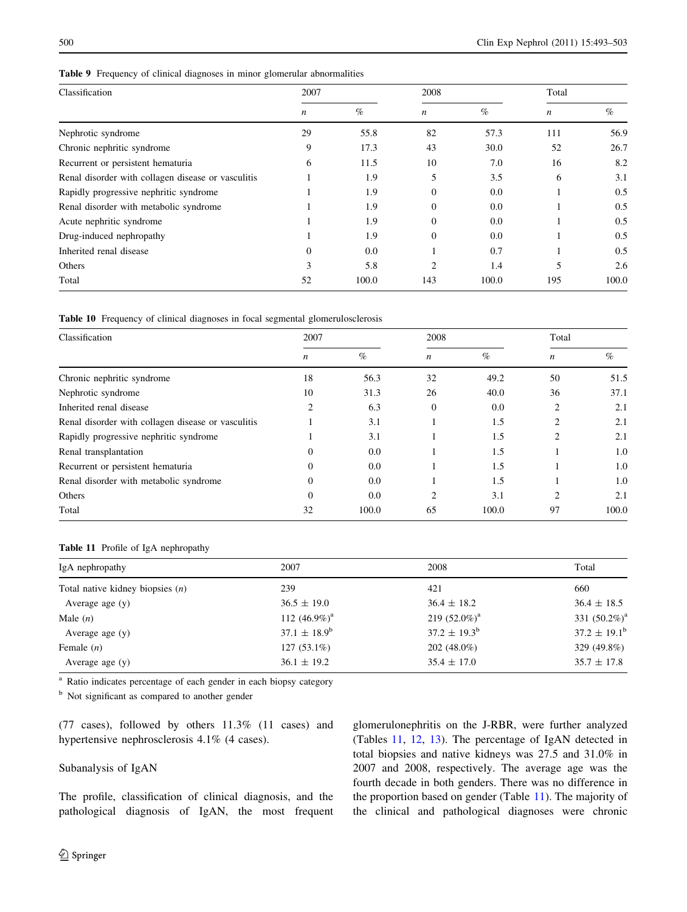Table 9 Frequency of clinical diagnoses in minor glomerular abnormalities

| Classification | 2007 | | 2008 | | Total | |
|---|---|---|---|---|---|---|
| | *n* | % | *n* | % | *n* | % |
| Nephrotic syndrome | 29 | 55.8 | 82 | 57.3 | 111 | 56.9 |
| Chronic nephritic syndrome | 9 | 17.3 | 43 | 30.0 | 52 | 26.7 |
| Recurrent or persistent hematuria | 6 | 11.5 | 10 | 7.0 | 16 | 8.2 |
| Renal disorder with collagen disease or vasculitis | 1 | 1.9 | 5 | 3.5 | 6 | 3.1 |
| Rapidly progressive nephritic syndrome | 1 | 1.9 | 0 | 0.0 | 1 | 0.5 |
| Renal disorder with metabolic syndrome | 1 | 1.9 | 0 | 0.0 | 1 | 0.5 |
| Acute nephritic syndrome | 1 | 1.9 | 0 | 0.0 | 1 | 0.5 |
| Drug-induced nephropathy | 1 | 1.9 | 0 | 0.0 | 1 | 0.5 |
| Inherited renal disease | 0 | 0.0 | 1 | 0.7 | 1 | 0.5 |
| Others | 3 | 5.8 | 2 | 1.4 | 5 | 2.6 |
| Total | 52 | 100.0 | 143 | 100.0 | 195 | 100.0 |

Table 10 Frequency of clinical diagnoses in focal segmental glomerulosclerosis

| Classification | 2007 | | 2008 | | Total | |
|---|---|---|---|---|---|---|
| | *n* | % | *n* | % | *n* | % |
| Chronic nephritic syndrome | 18 | 56.3 | 32 | 49.2 | 50 | 51.5 |
| Nephrotic syndrome | 10 | 31.3 | 26 | 40.0 | 36 | 37.1 |
| Inherited renal disease | 2 | 6.3 | 0 | 0.0 | 2 | 2.1 |
| Renal disorder with collagen disease or vasculitis | 1 | 3.1 | 1 | 1.5 | 2 | 2.1 |
| Rapidly progressive nephritic syndrome | 1 | 3.1 | 1 | 1.5 | 2 | 2.1 |
| Renal transplantation | 0 | 0.0 | 1 | 1.5 | 1 | 1.0 |
| Recurrent or persistent hematuria | 0 | 0.0 | 1 | 1.5 | 1 | 1.0 |
| Renal disorder with metabolic syndrome | 0 | 0.0 | 1 | 1.5 | 1 | 1.0 |
| Others | 0 | 0.0 | 2 | 3.1 | 2 | 2.1 |
| Total | 32 | 100.0 | 65 | 100.0 | 97 | 100.0 |

Table 11 Profile of IgA nephropathy

| IgA nephropathy | 2007 | 2008 | Total |
|---|---|---|---|
| Total native kidney biopsies (*n*) | 239 | 421 | 660 |
| Average age (y) | 36.5 ± 19.0 | 36.4 ± 18.2 | 36.4 ± 18.5 |
| Male (*n*) | 112 (46.9%)[a] | 219 (52.0%)[a] | 331 (50.2%)[a] |
| Average age (y) | 37.1 ± 18.9[b] | 37.2 ± 19.3[b] | 37.2 ± 19.1[b] |
| Female (*n*) | 127 (53.1%) | 202 (48.0%) | 329 (49.8%) |
| Average age (y) | 36.1 ± 19.2 | 35.4 ± 17.0 | 35.7 ± 17.8 |

[a] Ratio indicates percentage of each gender in each biopsy category

[b] Not significant as compared to another gender

(77 cases), followed by others 11.3% (11 cases) and hypertensive nephrosclerosis 4.1% (4 cases).

### Subanalysis of IgAN

The profile, classification of clinical diagnosis, and the pathological diagnosis of IgAN, the most frequent glomerulonephritis on the J-RBR, were further analyzed (Tables 11, 12, 13). The percentage of IgAN detected in total biopsies and native kidneys was 27.5 and 31.0% in 2007 and 2008, respectively. The average age was the fourth decade in both genders. There was no difference in the proportion based on gender (Table 11). The majority of the clinical and pathological diagnoses were chronic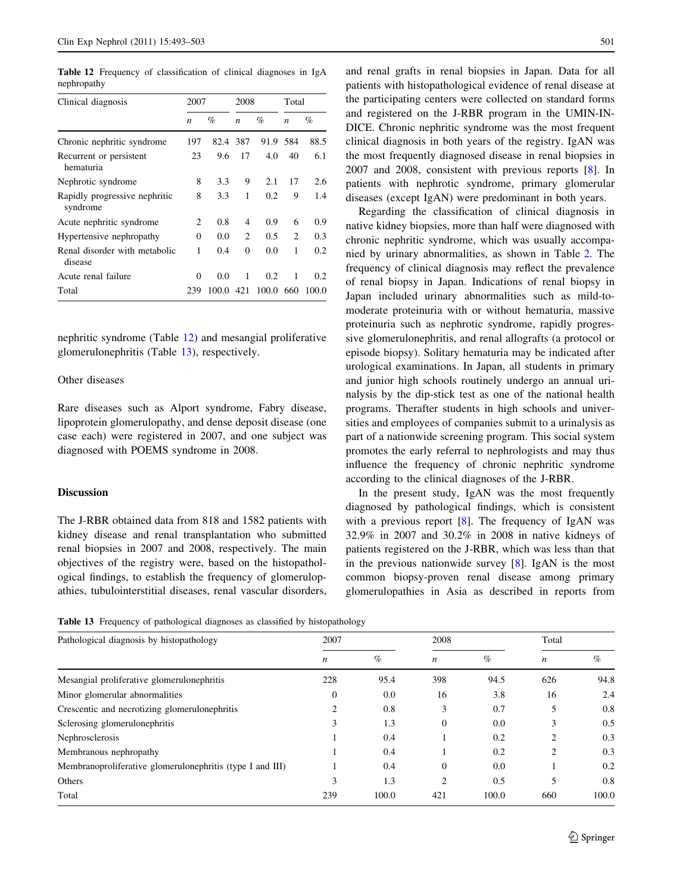**Table 12** Frequency of classification of clinical diagnoses in IgA nephropathy

| Clinical diagnosis | 2007 | | 2008 | | Total | |
|---|---|---|---|---|---|---|
| | *n* | % | *n* | % | *n* | % |
| Chronic nephritic syndrome | 197 | 82.4 | 387 | 91.9 | 584 | 88.5 |
| Recurrent or persistent hematuria | 23 | 9.6 | 17 | 4.0 | 40 | 6.1 |
| Nephrotic syndrome | 8 | 3.3 | 9 | 2.1 | 17 | 2.6 |
| Rapidly progressive nephritic syndrome | 8 | 3.3 | 1 | 0.2 | 9 | 1.4 |
| Acute nephritic syndrome | 2 | 0.8 | 4 | 0.9 | 6 | 0.9 |
| Hypertensive nephropathy | 0 | 0.0 | 2 | 0.5 | 2 | 0.3 |
| Renal disorder with metabolic disease | 1 | 0.4 | 0 | 0.0 | 1 | 0.2 |
| Acute renal failure | 0 | 0.0 | 1 | 0.2 | 1 | 0.2 |
| Total | 239 | 100.0 | 421 | 100.0 | 660 | 100.0 |

nephritic syndrome (Table 12) and mesangial proliferative glomerulonephritis (Table 13), respectively.

### Other diseases

Rare diseases such as Alport syndrome, Fabry disease, lipoprotein glomerulopathy, and dense deposit disease (one case each) were registered in 2007, and one subject was diagnosed with POEMS syndrome in 2008.

## Discussion

The J-RBR obtained data from 818 and 1582 patients with kidney disease and renal transplantation who submitted renal biopsies in 2007 and 2008, respectively. The main objectives of the registry were, based on the histopathological findings, to establish the frequency of glomerulopathies, tubulointerstitial diseases, renal vascular disorders, and renal grafts in renal biopsies in Japan. Data for all patients with histopathological evidence of renal disease at the participating centers were collected on standard forms and registered on the J-RBR program in the UMIN-INDICE. Chronic nephritic syndrome was the most frequent clinical diagnosis in both years of the registry. IgAN was the most frequently diagnosed disease in renal biopsies in 2007 and 2008, consistent with previous reports [8]. In patients with nephrotic syndrome, primary glomerular diseases (except IgAN) were predominant in both years.

Regarding the classification of clinical diagnosis in native kidney biopsies, more than half were diagnosed with chronic nephritic syndrome, which was usually accompanied by urinary abnormalities, as shown in Table 2. The frequency of clinical diagnosis may reflect the prevalence of renal biopsy in Japan. Indications of renal biopsy in Japan included urinary abnormalities such as mild-to-moderate proteinuria with or without hematuria, massive proteinuria such as nephrotic syndrome, rapidly progressive glomerulonephritis, and renal allografts (a protocol or episode biopsy). Solitary hematuria may be indicated after urological examinations. In Japan, all students in primary and junior high schools routinely undergo an annual urinalysis by the dip-stick test as one of the national health programs. Therafter students in high schools and universities and employees of companies submit to a urinalysis as part of a nationwide screening program. This social system promotes the early referral to nephrologists and may thus influence the frequency of chronic nephritic syndrome according to the clinical diagnoses of the J-RBR.

In the present study, IgAN was the most frequently diagnosed by pathological findings, which is consistent with a previous report [8]. The frequency of IgAN was 32.9% in 2007 and 30.2% in 2008 in native kidneys of patients registered on the J-RBR, which was less than that in the previous nationwide survey [8]. IgAN is the most common biopsy-proven renal disease among primary glomerulopathies in Asia as described in reports from

**Table 13** Frequency of pathological diagnoses as classified by histopathology

| Pathological diagnosis by histopathology | 2007 | | 2008 | | Total | |
|---|---|---|---|---|---|---|
| | *n* | % | *n* | % | *n* | % |
| Mesangial proliferative glomerulonephritis | 228 | 95.4 | 398 | 94.5 | 626 | 94.8 |
| Minor glomerular abnormalities | 0 | 0.0 | 16 | 3.8 | 16 | 2.4 |
| Crescentic and necrotizing glomerulonephritis | 2 | 0.8 | 3 | 0.7 | 5 | 0.8 |
| Sclerosing glomerulonephritis | 3 | 1.3 | 0 | 0.0 | 3 | 0.5 |
| Nephrosclerosis | 1 | 0.4 | 1 | 0.2 | 2 | 0.3 |
| Membranous nephropathy | 1 | 0.4 | 1 | 0.2 | 2 | 0.3 |
| Membranoproliferative glomerulonephritis (type I and III) | 1 | 0.4 | 0 | 0.0 | 1 | 0.2 |
| Others | 3 | 1.3 | 2 | 0.5 | 5 | 0.8 |
| Total | 239 | 100.0 | 421 | 100.0 | 660 | 100.0 |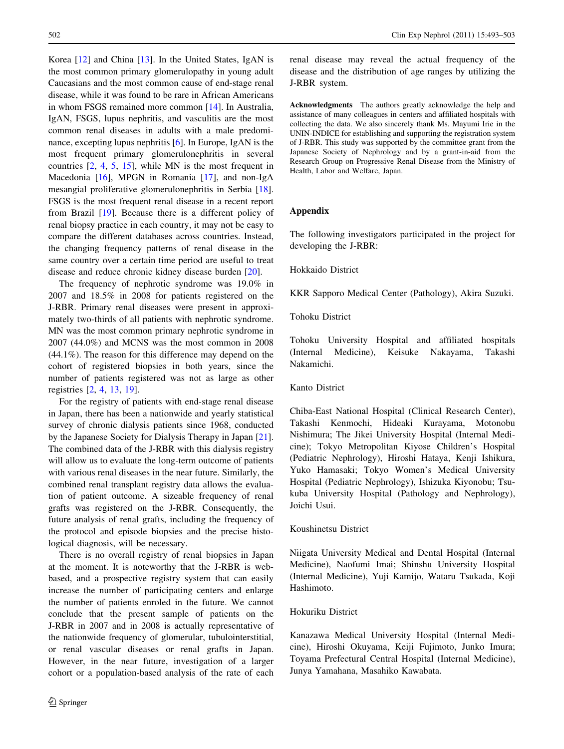Korea [12] and China [13]. In the United States, IgAN is the most common primary glomerulopathy in young adult Caucasians and the most common cause of end-stage renal disease, while it was found to be rare in African Americans in whom FSGS remained more common [14]. In Australia, IgAN, FSGS, lupus nephritis, and vasculitis are the most common renal diseases in adults with a male predominance, excepting lupus nephritis [6]. In Europe, IgAN is the most frequent primary glomerulonephritis in several countries [2, 4, 5, 15], while MN is the most frequent in Macedonia [16], MPGN in Romania [17], and non-IgA mesangial proliferative glomerulonephritis in Serbia [18]. FSGS is the most frequent renal disease in a recent report from Brazil [19]. Because there is a different policy of renal biopsy practice in each country, it may not be easy to compare the different databases across countries. Instead, the changing frequency patterns of renal disease in the same country over a certain time period are useful to treat disease and reduce chronic kidney disease burden [20].

The frequency of nephrotic syndrome was 19.0% in 2007 and 18.5% in 2008 for patients registered on the J-RBR. Primary renal diseases were present in approximately two-thirds of all patients with nephrotic syndrome. MN was the most common primary nephrotic syndrome in 2007 (44.0%) and MCNS was the most common in 2008 (44.1%). The reason for this difference may depend on the cohort of registered biopsies in both years, since the number of patients registered was not as large as other registries [2, 4, 13, 19].

For the registry of patients with end-stage renal disease in Japan, there has been a nationwide and yearly statistical survey of chronic dialysis patients since 1968, conducted by the Japanese Society for Dialysis Therapy in Japan [21]. The combined data of the J-RBR with this dialysis registry will allow us to evaluate the long-term outcome of patients with various renal diseases in the near future. Similarly, the combined renal transplant registry data allows the evaluation of patient outcome. A sizeable frequency of renal grafts was registered on the J-RBR. Consequently, the future analysis of renal grafts, including the frequency of the protocol and episode biopsies and the precise histological diagnosis, will be necessary.

There is no overall registry of renal biopsies in Japan at the moment. It is noteworthy that the J-RBR is web-based, and a prospective registry system that can easily increase the number of participating centers and enlarge the number of patients enroled in the future. We cannot conclude that the present sample of patients on the J-RBR in 2007 and in 2008 is actually representative of the nationwide frequency of glomerular, tubulointerstitial, or renal vascular diseases or renal grafts in Japan. However, in the near future, investigation of a larger cohort or a population-based analysis of the rate of each renal disease may reveal the actual frequency of the disease and the distribution of age ranges by utilizing the J-RBR system.

**Acknowledgments** The authors greatly acknowledge the help and assistance of many colleagues in centers and affiliated hospitals with collecting the data. We also sincerely thank Ms. Mayumi Irie in the UNIN-INDICE for establishing and supporting the registration system of J-RBR. This study was supported by the committee grant from the Japanese Society of Nephrology and by a grant-in-aid from the Research Group on Progressive Renal Disease from the Ministry of Health, Labor and Welfare, Japan.

## Appendix

The following investigators participated in the project for developing the J-RBR:

Hokkaido District

KKR Sapporo Medical Center (Pathology), Akira Suzuki.

Tohoku District

Tohoku University Hospital and affiliated hospitals (Internal Medicine), Keisuke Nakayama, Takashi Nakamichi.

Kanto District

Chiba-East National Hospital (Clinical Research Center), Takashi Kenmochi, Hideaki Kurayama, Motonobu Nishimura; The Jikei University Hospital (Internal Medicine); Tokyo Metropolitan Kiyose Children's Hospital (Pediatric Nephrology), Hiroshi Hataya, Kenji Ishikura, Yuko Hamasaki; Tokyo Women's Medical University Hospital (Pediatric Nephrology), Ishizuka Kiyonobu; Tsukuba University Hospital (Pathology and Nephrology), Joichi Usui.

Koushinetsu District

Niigata University Medical and Dental Hospital (Internal Medicine), Naofumi Imai; Shinshu University Hospital (Internal Medicine), Yuji Kamijo, Wataru Tsukada, Koji Hashimoto.

Hokuriku District

Kanazawa Medical University Hospital (Internal Medicine), Hiroshi Okuyama, Keiji Fujimoto, Junko Imura; Toyama Prefectural Central Hospital (Internal Medicine), Junya Yamahana, Masahiko Kawabata.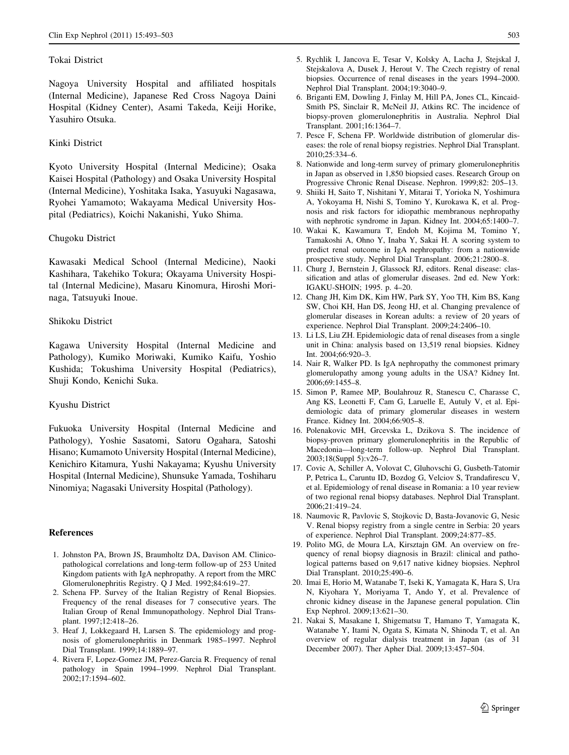Tokai District

Nagoya University Hospital and affiliated hospitals (Internal Medicine), Japanese Red Cross Nagoya Daini Hospital (Kidney Center), Asami Takeda, Keiji Horike, Yasuhiro Otsuka.

Kinki District

Kyoto University Hospital (Internal Medicine); Osaka Kaisei Hospital (Pathology) and Osaka University Hospital (Internal Medicine), Yoshitaka Isaka, Yasuyuki Nagasawa, Ryohei Yamamoto; Wakayama Medical University Hospital (Pediatrics), Koichi Nakanishi, Yuko Shima.

Chugoku District

Kawasaki Medical School (Internal Medicine), Naoki Kashihara, Takehiko Tokura; Okayama University Hospital (Internal Medicine), Masaru Kinomura, Hiroshi Morinaga, Tatsuyuki Inoue.

Shikoku District

Kagawa University Hospital (Internal Medicine and Pathology), Kumiko Moriwaki, Kumiko Kaifu, Yoshio Kushida; Tokushima University Hospital (Pediatrics), Shuji Kondo, Kenichi Suka.

Kyushu District

Fukuoka University Hospital (Internal Medicine and Pathology), Yoshie Sasatomi, Satoru Ogahara, Satoshi Hisano; Kumamoto University Hospital (Internal Medicine), Kenichiro Kitamura, Yushi Nakayama; Kyushu University Hospital (Internal Medicine), Shunsuke Yamada, Toshiharu Ninomiya; Nagasaki University Hospital (Pathology).

## References

1. Johnston PA, Brown JS, Braumholtz DA, Davison AM. Clinicopathological correlations and long-term follow-up of 253 United Kingdom patients with IgA nephropathy. A report from the MRC Glomerulonephritis Registry. Q J Med. 1992;84:619–27.
2. Schena FP. Survey of the Italian Registry of Renal Biopsies. Frequency of the renal diseases for 7 consecutive years. The Italian Group of Renal Immunopathology. Nephrol Dial Transplant. 1997;12:418–26.
3. Heaf J, Lokkegaard H, Larsen S. The epidemiology and prognosis of glomerulonephritis in Denmark 1985–1997. Nephrol Dial Transplant. 1999;14:1889–97.
4. Rivera F, Lopez-Gomez JM, Perez-Garcia R. Frequency of renal pathology in Spain 1994–1999. Nephrol Dial Transplant. 2002;17:1594–602.
5. Rychlik I, Jancova E, Tesar V, Kolsky A, Lacha J, Stejskal J, Stejskalova A, Dusek J, Herout V. The Czech registry of renal biopsies. Occurrence of renal diseases in the years 1994–2000. Nephrol Dial Transplant. 2004;19:3040–9.
6. Briganti EM, Dowling J, Finlay M, Hill PA, Jones CL, Kincaid-Smith PS, Sinclair R, McNeil JJ, Atkins RC. The incidence of biopsy-proven glomerulonephritis in Australia. Nephrol Dial Transplant. 2001;16:1364–7.
7. Pesce F, Schena FP. Worldwide distribution of glomerular diseases: the role of renal biopsy registries. Nephrol Dial Transplant. 2010;25:334–6.
8. Nationwide and long-term survey of primary glomerulonephritis in Japan as observed in 1,850 biopsied cases. Research Group on Progressive Chronic Renal Disease. Nephron. 1999;82: 205–13.
9. Shiiki H, Saito T, Nishitani Y, Mitarai T, Yorioka N, Yoshimura A, Yokoyama H, Nishi S, Tomino Y, Kurokawa K, et al. Prognosis and risk factors for idiopathic membranous nephropathy with nephrotic syndrome in Japan. Kidney Int. 2004;65:1400–7.
10. Wakai K, Kawamura T, Endoh M, Kojima M, Tomino Y, Tamakoshi A, Ohno Y, Inaba Y, Sakai H. A scoring system to predict renal outcome in IgA nephropathy: from a nationwide prospective study. Nephrol Dial Transplant. 2006;21:2800–8.
11. Churg J, Bernstein J, Glassock RJ, editors. Renal disease: classification and atlas of glomerular diseases. 2nd ed. New York: IGAKU-SHOIN; 1995. p. 4–20.
12. Chang JH, Kim DK, Kim HW, Park SY, Yoo TH, Kim BS, Kang SW, Choi KH, Han DS, Jeong HJ, et al. Changing prevalence of glomerular diseases in Korean adults: a review of 20 years of experience. Nephrol Dial Transplant. 2009;24:2406–10.
13. Li LS, Liu ZH. Epidemiologic data of renal diseases from a single unit in China: analysis based on 13,519 renal biopsies. Kidney Int. 2004;66:920–3.
14. Nair R, Walker PD. Is IgA nephropathy the commonest primary glomerulopathy among young adults in the USA? Kidney Int. 2006;69:1455–8.
15. Simon P, Ramee MP, Boulahrouz R, Stanescu C, Charasse C, Ang KS, Leonetti F, Cam G, Laruelle E, Autuly V, et al. Epidemiologic data of primary glomerular diseases in western France. Kidney Int. 2004;66:905–8.
16. Polenakovic MH, Grcevska L, Dzikova S. The incidence of biopsy-proven primary glomerulonephritis in the Republic of Macedonia—long-term follow-up. Nephrol Dial Transplant. 2003;18(Suppl 5):v26–7.
17. Covic A, Schiller A, Volovat C, Gluhovschi G, Gusbeth-Tatomir P, Petrica L, Caruntu ID, Bozdog G, Velciov S, Trandafirescu V, et al. Epidemiology of renal disease in Romania: a 10 year review of two regional renal biopsy databases. Nephrol Dial Transplant. 2006;21:419–24.
18. Naumovic R, Pavlovic S, Stojkovic D, Basta-Jovanovic G, Nesic V. Renal biopsy registry from a single centre in Serbia: 20 years of experience. Nephrol Dial Transplant. 2009;24:877–85.
19. Polito MG, de Moura LA, Kirsztajn GM. An overview on frequency of renal biopsy diagnosis in Brazil: clinical and pathological patterns based on 9,617 native kidney biopsies. Nephrol Dial Transplant. 2010;25:490–6.
20. Imai E, Horio M, Watanabe T, Iseki K, Yamagata K, Hara S, Ura N, Kiyohara Y, Moriyama T, Ando Y, et al. Prevalence of chronic kidney disease in the Japanese general population. Clin Exp Nephrol. 2009;13:621–30.
21. Nakai S, Masakane I, Shigematsu T, Hamano T, Yamagata K, Watanabe Y, Itami N, Ogata S, Kimata N, Shinoda T, et al. An overview of regular dialysis treatment in Japan (as of 31 December 2007). Ther Apher Dial. 2009;13:457–504.